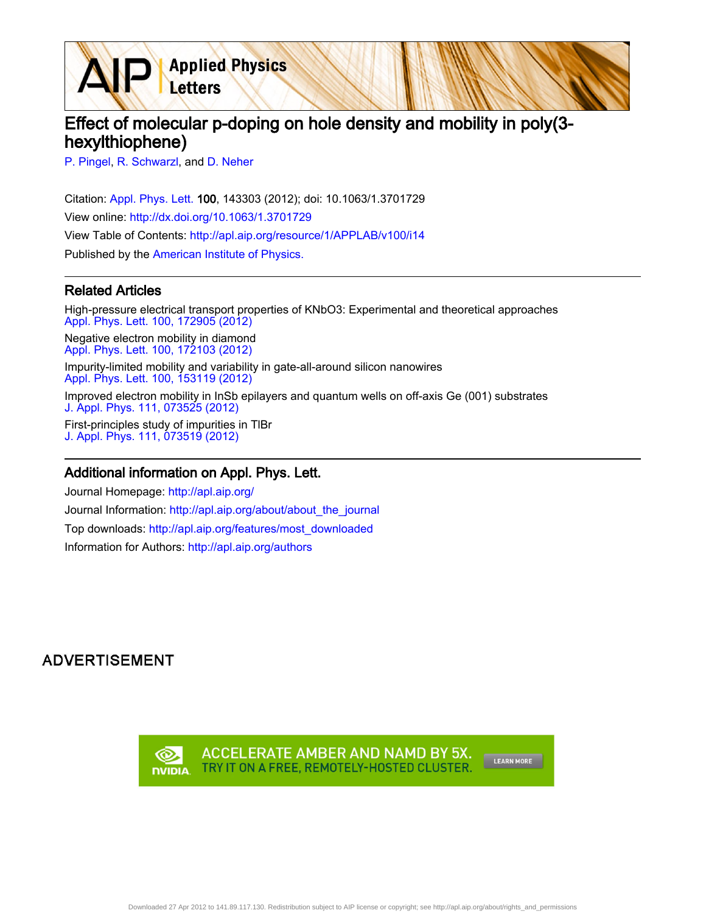# Effect of molecular p-doping on hole density and mobility in poly(3-hexylthiophene)

P. Pingel, R. Schwarzl, and D. Neher

Citation: Appl. Phys. Lett. **100**, 143303 (2012); doi: 10.1063/1.3701729

View online: http://dx.doi.org/10.1063/1.3701729

View Table of Contents: http://apl.aip.org/resource/1/APPLAB/v100/i14

Published by the American Institute of Physics.

## Related Articles

High-pressure electrical transport properties of KNbO3: Experimental and theoretical approaches
Appl. Phys. Lett. 100, 172905 (2012)

Negative electron mobility in diamond
Appl. Phys. Lett. 100, 172103 (2012)

Impurity-limited mobility and variability in gate-all-around silicon nanowires
Appl. Phys. Lett. 100, 153119 (2012)

Improved electron mobility in InSb epilayers and quantum wells on off-axis Ge (001) substrates
J. Appl. Phys. 111, 073525 (2012)

First-principles study of impurities in TlBr
J. Appl. Phys. 111, 073519 (2012)

## Additional information on Appl. Phys. Lett.

Journal Homepage: http://apl.aip.org/

Journal Information: http://apl.aip.org/about/about_the_journal

Top downloads: http://apl.aip.org/features/most_downloaded

Information for Authors: http://apl.aip.org/authors

ADVERTISEMENT

ACCELERATE AMBER AND NAMD BY 5X. TRY IT ON A FREE, REMOTELY-HOSTED CLUSTER. LEARN MORE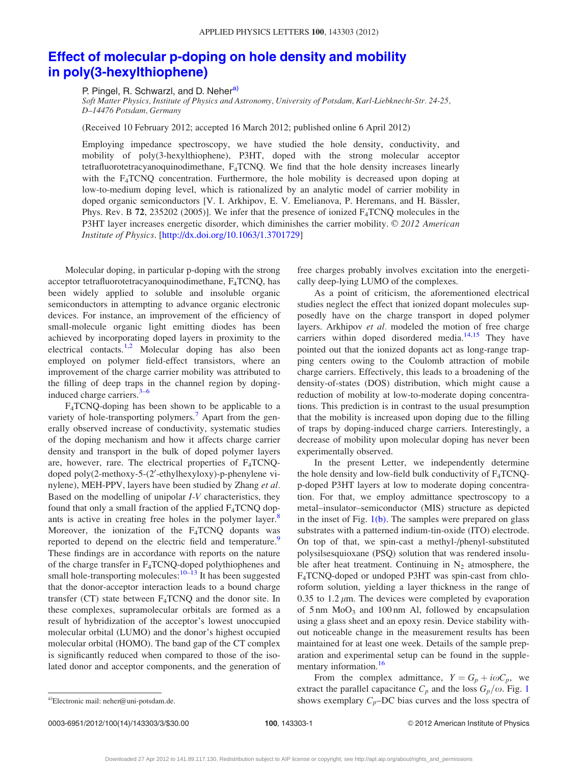# Effect of molecular p-doping on hole density and mobility in poly(3-hexylthiophene)

P. Pingel, R. Schwarzl, and D. Neher[a)]

*Soft Matter Physics, Institute of Physics and Astronomy, University of Potsdam, Karl-Liebknecht-Str. 24-25, D–14476 Potsdam, Germany*

(Received 10 February 2012; accepted 16 March 2012; published online 6 April 2012)

Employing impedance spectroscopy, we have studied the hole density, conductivity, and mobility of poly(3-hexylthiophene), P3HT, doped with the strong molecular acceptor tetrafluorotetracyanoquinodimethane, $F_4$TCNQ. We find that the hole density increases linearly with the $F_4$TCNQ concentration. Furthermore, the hole mobility is decreased upon doping at low-to-medium doping level, which is rationalized by an analytic model of carrier mobility in doped organic semiconductors [V. I. Arkhipov, E. V. Emelianova, P. Heremans, and H. Bässler, Phys. Rev. B **72**, 235202 (2005)]. We infer that the presence of ionized $F_4$TCNQ molecules in the P3HT layer increases energetic disorder, which diminishes the carrier mobility. © *2012 American Institute of Physics*. [http://dx.doi.org/10.1063/1.3701729]

Molecular doping, in particular p-doping with the strong acceptor tetrafluorotetracyanoquinodimethane, $F_4$TCNQ, has been widely applied to soluble and insoluble organic semiconductors in attempting to advance organic electronic devices. For instance, an improvement of the efficiency of small-molecule organic light emitting diodes has been achieved by incorporating doped layers in proximity to the electrical contacts.[1,2] Molecular doping has also been employed on polymer field-effect transistors, where an improvement of the charge carrier mobility was attributed to the filling of deep traps in the channel region by doping-induced charge carriers.[3–6]

$F_4$TCNQ-doping has been shown to be applicable to a variety of hole-transporting polymers.[7] Apart from the generally observed increase of conductivity, systematic studies of the doping mechanism and how it affects charge carrier density and transport in the bulk of doped polymer layers are, however, rare. The electrical properties of $F_4$TCNQ-doped poly(2-methoxy-5-(2′-ethylhexyloxy)-p-phenylene vinylene), MEH-PPV, layers have been studied by Zhang *et al.* Based on the modelling of unipolar *I-V* characteristics, they found that only a small fraction of the applied $F_4$TCNQ dopants is active in creating free holes in the polymer layer.[8] Moreover, the ionization of the $F_4$TCNQ dopants was reported to depend on the electric field and temperature.[9] These findings are in accordance with reports on the nature of the charge transfer in $F_4$TCNQ-doped polythiophenes and small hole-transporting molecules:[10–13] It has been suggested that the donor-acceptor interaction leads to a bound charge transfer (CT) state between $F_4$TCNQ and the donor site. In these complexes, supramolecular orbitals are formed as a result of hybridization of the acceptor's lowest unoccupied molecular orbital (LUMO) and the donor's highest occupied molecular orbital (HOMO). The band gap of the CT complex is significantly reduced when compared to those of the isolated donor and acceptor components, and the generation of free charges probably involves excitation into the energetically deep-lying LUMO of the complexes.

As a point of criticism, the aforementioned electrical studies neglect the effect that ionized dopant molecules supposedly have on the charge transport in doped polymer layers. Arkhipov *et al.* modeled the motion of free charge carriers within doped disordered media.[14,15] They have pointed out that the ionized dopants act as long-range trapping centers owing to the Coulomb attraction of mobile charge carriers. Effectively, this leads to a broadening of the density-of-states (DOS) distribution, which might cause a reduction of mobility at low-to-moderate doping concentrations. This prediction is in contrast to the usual presumption that the mobility is increased upon doping due to the filling of traps by doping-induced charge carriers. Interestingly, a decrease of mobility upon molecular doping has never been experimentally observed.

In the present Letter, we independently determine the hole density and low-field bulk conductivity of $F_4$TCNQ-p-doped P3HT layers at low to moderate doping concentration. For that, we employ admittance spectroscopy to a metal–insulator–semiconductor (MIS) structure as depicted in the inset of Fig. 1(b). The samples were prepared on glass substrates with a patterned indium-tin-oxide (ITO) electrode. On top of that, we spin-cast a methyl-/phenyl-substituted polysilsesquioxane (PSQ) solution that was rendered insoluble after heat treatment. Continuing in $N_2$ atmosphere, the $F_4$TCNQ-doped or undoped P3HT was spin-cast from chloroform solution, yielding a layer thickness in the range of 0.35 to 1.2 $\mu$m. The devices were completed by evaporation of 5 nm $MoO_3$ and 100 nm Al, followed by encapsulation using a glass sheet and an epoxy resin. Device stability without noticeable change in the measurement results has been maintained for at least one week. Details of the sample preparation and experimental setup can be found in the supplementary information.[16]

From the complex admittance, $Y = G_p + i\omega C_p$, we extract the parallel capacitance $C_p$ and the loss $G_p/\omega$. Fig. 1 shows exemplary $C_p$–DC bias curves and the loss spectra of

[a)]Electronic mail: neher@uni-potsdam.de.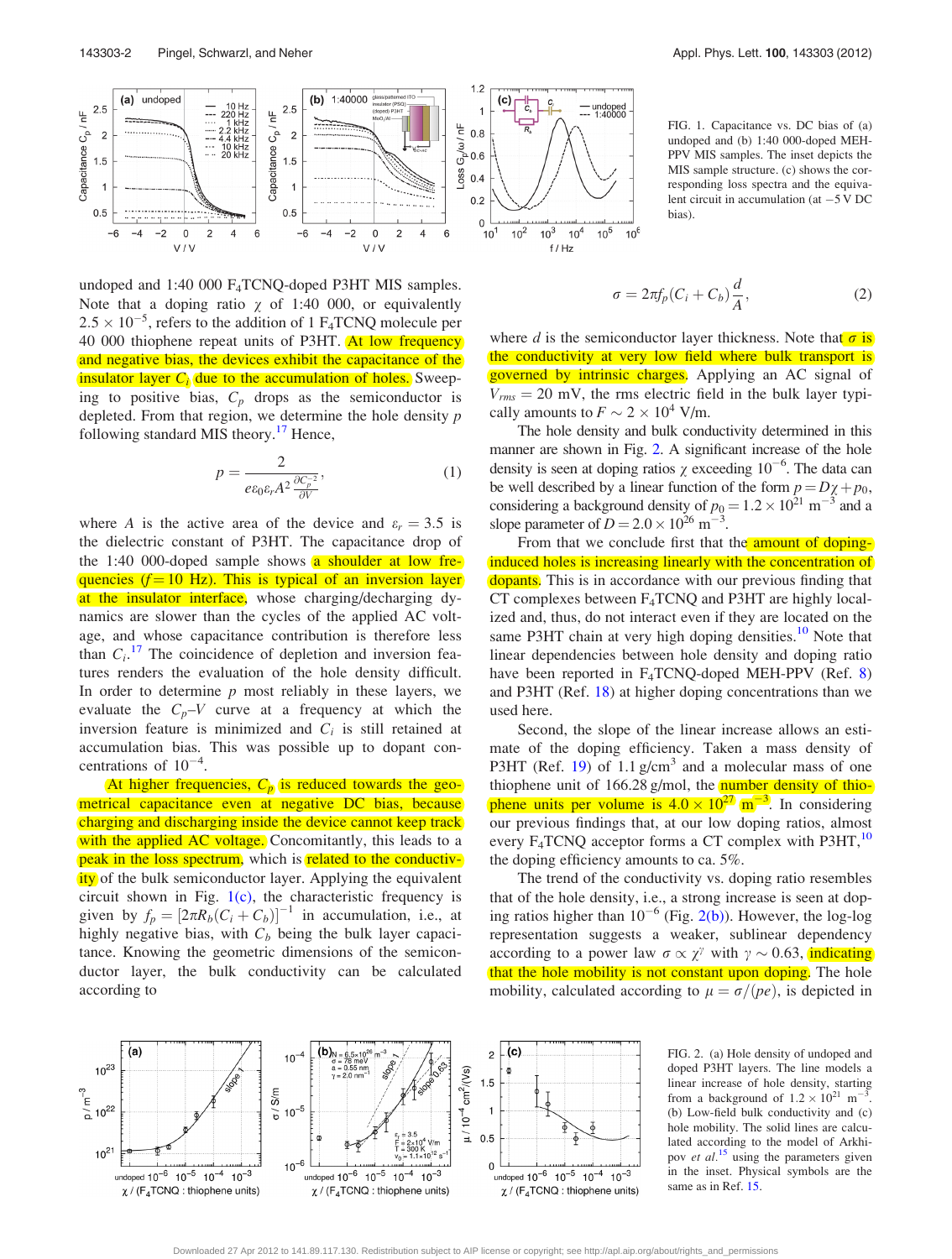FIG. 1. Capacitance vs. DC bias of (a) undoped and (b) 1:40 000-doped MEH-PPV MIS samples. The inset depicts the MIS sample structure. (c) shows the corresponding loss spectra and the equivalent circuit in accumulation (at −5 V DC bias).

undoped and 1:40 000 $F_4TCNQ$-doped P3HT MIS samples. Note that a doping ratio $\chi$ of 1:40 000, or equivalently $2.5 \times 10^{-5}$, refers to the addition of 1 $F_4TCNQ$ molecule per 40 000 thiophene repeat units of P3HT. At low frequency and negative bias, the devices exhibit the capacitance of the insulator layer $C_i$ due to the accumulation of holes. Sweeping to positive bias, $C_p$ drops as the semiconductor is depleted. From that region, we determine the hole density $p$ following standard MIS theory.[17] Hence,

$$p = \frac{2}{e\varepsilon_0\varepsilon_r A^2 \frac{\partial C_p^{-2}}{\partial V}}, \tag{1}$$

where $A$ is the active area of the device and $\varepsilon_r = 3.5$ is the dielectric constant of P3HT. The capacitance drop of the 1:40 000-doped sample shows a shoulder at low frequencies ($f = 10$ Hz). This is typical of an inversion layer at the insulator interface, whose charging/decharging dynamics are slower than the cycles of the applied AC voltage, and whose capacitance contribution is therefore less than $C_i$.[17] The coincidence of depletion and inversion features renders the evaluation of the hole density difficult. In order to determine $p$ most reliably in these layers, we evaluate the $C_p$–$V$ curve at a frequency at which the inversion feature is minimized and $C_i$ is still retained at accumulation bias. This was possible up to dopant concentrations of $10^{-4}$.

At higher frequencies, $C_p$ is reduced towards the geometrical capacitance even at negative DC bias, because charging and discharging inside the device cannot keep track with the applied AC voltage. Concomitantly, this leads to a peak in the loss spectrum, which is related to the conductivity of the bulk semiconductor layer. Applying the equivalent circuit shown in Fig. 1(c), the characteristic frequency is given by $f_p = [2\pi R_b(C_i + C_b)]^{-1}$ in accumulation, i.e., at highly negative bias, with $C_b$ being the bulk layer capacitance. Knowing the geometric dimensions of the semiconductor layer, the bulk conductivity can be calculated according to

$$\sigma = 2\pi f_p (C_i + C_b)\frac{d}{A}, \tag{2}$$

where $d$ is the semiconductor layer thickness. Note that $\sigma$ is the conductivity at very low field where bulk transport is governed by intrinsic charges. Applying an AC signal of $V_{rms} = 20$ mV, the rms electric field in the bulk layer typically amounts to $F \sim 2 \times 10^4$ V/m.

The hole density and bulk conductivity determined in this manner are shown in Fig. 2. A significant increase of the hole density is seen at doping ratios $\chi$ exceeding $10^{-6}$. The data can be well described by a linear function of the form $p = D\chi + p_0$, considering a background density of $p_0 = 1.2 \times 10^{21}$ m$^{-3}$ and a slope parameter of $D = 2.0 \times 10^{26}$ m$^{-3}$.

From that we conclude first that the amount of doping-induced holes is increasing linearly with the concentration of dopants. This is in accordance with our previous finding that CT complexes between $F_4TCNQ$ and P3HT are highly localized and, thus, do not interact even if they are located on the same P3HT chain at very high doping densities.[10] Note that linear dependencies between hole density and doping ratio have been reported in $F_4TCNQ$-doped MEH-PPV (Ref. 8) and P3HT (Ref. 18) at higher doping concentrations than we used here.

Second, the slope of the linear increase allows an estimate of the doping efficiency. Taken a mass density of P3HT (Ref. 19) of 1.1 g/cm$^3$ and a molecular mass of one thiophene unit of 166.28 g/mol, the number density of thiophene units per volume is $4.0 \times 10^{27}$ m$^{-3}$. In considering our previous findings that, at our low doping ratios, almost every $F_4TCNQ$ acceptor forms a CT complex with P3HT,[10] the doping efficiency amounts to ca. 5%.

The trend of the conductivity vs. doping ratio resembles that of the hole density, i.e., a strong increase is seen at doping ratios higher than $10^{-6}$ (Fig. 2(b)). However, the log-log representation suggests a weaker, sublinear dependency according to a power law $\sigma \propto \chi^\gamma$ with $\gamma \sim 0.63$, indicating that the hole mobility is not constant upon doping. The hole mobility, calculated according to $\mu = \sigma/(pe)$, is depicted in

FIG. 2. (a) Hole density of undoped and doped P3HT layers. The line models a linear increase of hole density, starting from a background of $1.2 \times 10^{21}$ m$^{-3}$. (b) Low-field bulk conductivity and (c) hole mobility. The solid lines are calculated according to the model of Arkhipov *et al.*[15] using the parameters given in the inset. Physical symbols are the same as in Ref. 15.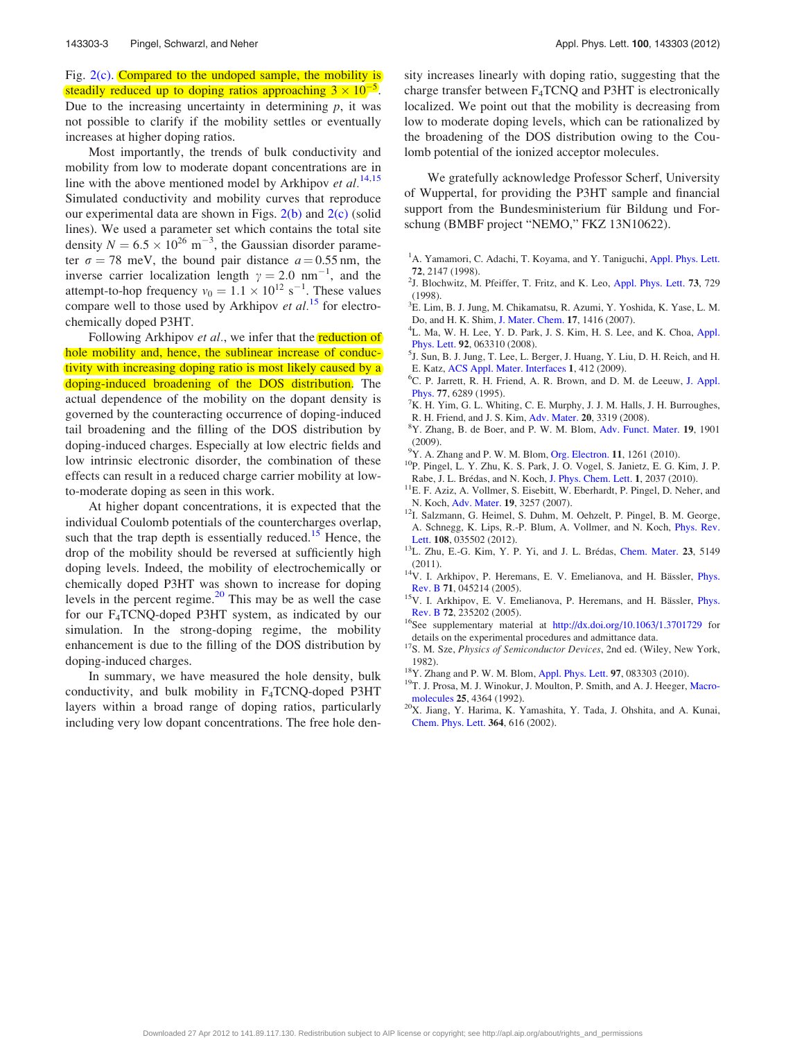Fig. 2(c). Compared to the undoped sample, the mobility is steadily reduced up to doping ratios approaching $3 \times 10^{-5}$. Due to the increasing uncertainty in determining $p$, it was not possible to clarify if the mobility settles or eventually increases at higher doping ratios.

Most importantly, the trends of bulk conductivity and mobility from low to moderate dopant concentrations are in line with the above mentioned model by Arkhipov *et al.*[14,15] Simulated conductivity and mobility curves that reproduce our experimental data are shown in Figs. 2(b) and 2(c) (solid lines). We used a parameter set which contains the total site density $N = 6.5 \times 10^{26}$ m$^{-3}$, the Gaussian disorder parameter $\sigma = 78$ meV, the bound pair distance $a = 0.55$ nm, the inverse carrier localization length $\gamma = 2.0$ nm$^{-1}$, and the attempt-to-hop frequency $v_0 = 1.1 \times 10^{12}$ s$^{-1}$. These values compare well to those used by Arkhipov *et al.*[15] for electrochemically doped P3HT.

Following Arkhipov *et al.*, we infer that the reduction of hole mobility and, hence, the sublinear increase of conductivity with increasing doping ratio is most likely caused by a doping-induced broadening of the DOS distribution. The actual dependence of the mobility on the dopant density is governed by the counteracting occurrence of doping-induced tail broadening and the filling of the DOS distribution by doping-induced charges. Especially at low electric fields and low intrinsic electronic disorder, the combination of these effects can result in a reduced charge carrier mobility at low-to-moderate doping as seen in this work.

At higher dopant concentrations, it is expected that the individual Coulomb potentials of the countercharges overlap, such that the trap depth is essentially reduced.[15] Hence, the drop of the mobility should be reversed at sufficiently high doping levels. Indeed, the mobility of electrochemically or chemically doped P3HT was shown to increase for doping levels in the percent regime.[20] This may be as well the case for our $F_4$TCNQ-doped P3HT system, as indicated by our simulation. In the strong-doping regime, the mobility enhancement is due to the filling of the DOS distribution by doping-induced charges.

In summary, we have measured the hole density, bulk conductivity, and bulk mobility in $F_4$TCNQ-doped P3HT layers within a broad range of doping ratios, particularly including very low dopant concentrations. The free hole density increases linearly with doping ratio, suggesting that the charge transfer between $F_4$TCNQ and P3HT is electronically localized. We point out that the mobility is decreasing from low to moderate doping levels, which can be rationalized by the broadening of the DOS distribution owing to the Coulomb potential of the ionized acceptor molecules.

We gratefully acknowledge Professor Scherf, University of Wuppertal, for providing the P3HT sample and financial support from the Bundesministerium für Bildung und Forschung (BMBF project "NEMO," FKZ 13N10622).

[1] A. Yamamori, C. Adachi, T. Koyama, and Y. Taniguchi, Appl. Phys. Lett. **72**, 2147 (1998).
[2] J. Blochwitz, M. Pfeiffer, T. Fritz, and K. Leo, Appl. Phys. Lett. **73**, 729 (1998).
[3] E. Lim, B. J. Jung, M. Chikamatsu, R. Azumi, Y. Yoshida, K. Yase, L. M. Do, and H. K. Shim, J. Mater. Chem. **17**, 1416 (2007).
[4] L. Ma, W. H. Lee, Y. D. Park, J. S. Kim, H. S. Lee, and K. Choa, Appl. Phys. Lett. **92**, 063310 (2008).
[5] J. Sun, B. J. Jung, T. Lee, L. Berger, J. Huang, Y. Liu, D. H. Reich, and H. E. Katz, ACS Appl. Mater. Interfaces **1**, 412 (2009).
[6] C. P. Jarrett, R. H. Friend, A. R. Brown, and D. M. de Leeuw, J. Appl. Phys. **77**, 6289 (1995).
[7] K. H. Yim, G. L. Whiting, C. E. Murphy, J. J. M. Halls, J. H. Burroughes, R. H. Friend, and J. S. Kim, Adv. Mater. **20**, 3319 (2008).
[8] Y. Zhang, B. de Boer, and P. W. M. Blom, Adv. Funct. Mater. **19**, 1901 (2009).
[9] Y. A. Zhang and P. W. M. Blom, Org. Electron. **11**, 1261 (2010).
[10] P. Pingel, L. Y. Zhu, K. S. Park, J. O. Vogel, S. Janietz, E. G. Kim, J. P. Rabe, J. L. Brédas, and N. Koch, J. Phys. Chem. Lett. **1**, 2037 (2010).
[11] E. F. Aziz, A. Vollmer, S. Eisebitt, W. Eberhardt, P. Pingel, D. Neher, and N. Koch, Adv. Mater. **19**, 3257 (2007).
[12] I. Salzmann, G. Heimel, S. Duhm, M. Oehzelt, P. Pingel, B. M. George, A. Schnegg, K. Lips, R.-P. Blum, A. Vollmer, and N. Koch, Phys. Rev. Lett. **108**, 035502 (2012).
[13] L. Zhu, E.-G. Kim, Y. P. Yi, and J. L. Brédas, Chem. Mater. **23**, 5149 (2011).
[14] V. I. Arkhipov, P. Heremans, E. V. Emelianova, and H. Bässler, Phys. Rev. B **71**, 045214 (2005).
[15] V. I. Arkhipov, E. V. Emelianova, P. Heremans, and H. Bässler, Phys. Rev. B **72**, 235202 (2005).
[16] See supplementary material at http://dx.doi.org/10.1063/1.3701729 for details on the experimental procedures and admittance data.
[17] S. M. Sze, *Physics of Semiconductor Devices*, 2nd ed. (Wiley, New York, 1982).
[18] Y. Zhang and P. W. M. Blom, Appl. Phys. Lett. **97**, 083303 (2010).
[19] T. J. Prosa, M. J. Winokur, J. Moulton, P. Smith, and A. J. Heeger, Macromolecules **25**, 4364 (1992).
[20] X. Jiang, Y. Harima, K. Yamashita, Y. Tada, J. Ohshita, and A. Kunai, Chem. Phys. Lett. **364**, 616 (2002).